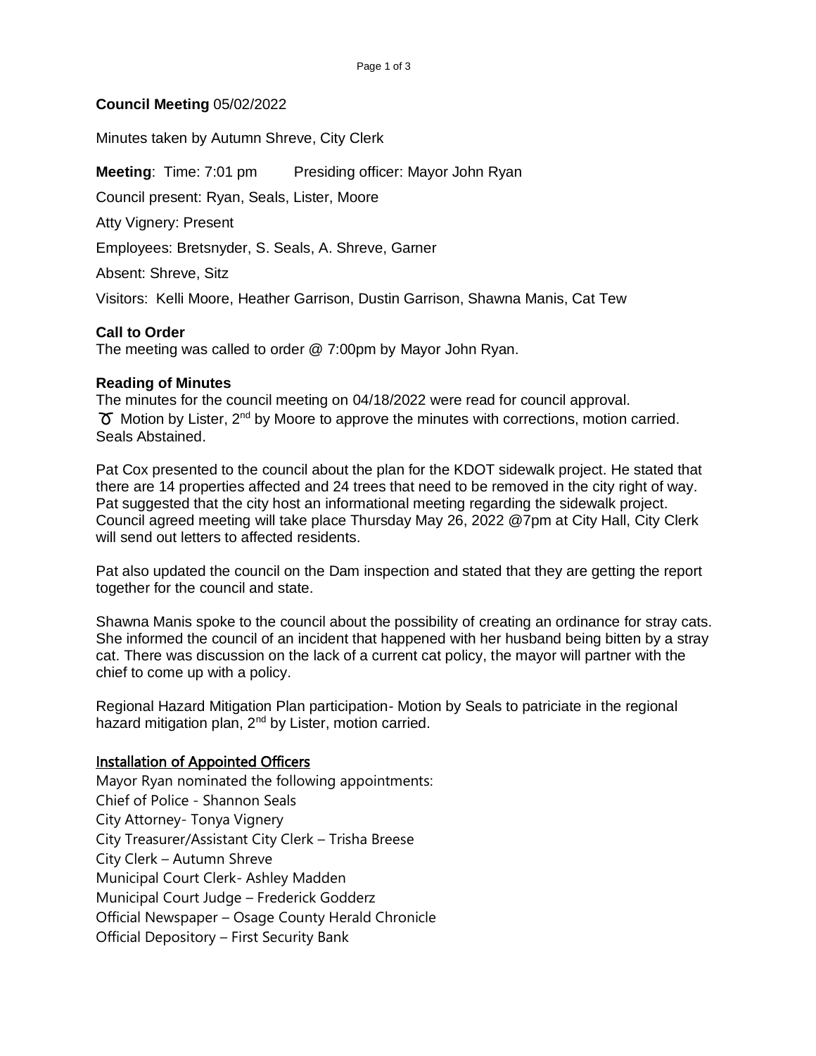**Council Meeting** 05/02/2022

Minutes taken by Autumn Shreve, City Clerk

**Meeting**: Time: 7:01 pm Presiding officer: Mayor John Ryan

Council present: Ryan, Seals, Lister, Moore

Atty Vignery: Present

Employees: Bretsnyder, S. Seals, A. Shreve, Garner

Absent: Shreve, Sitz

Visitors: Kelli Moore, Heather Garrison, Dustin Garrison, Shawna Manis, Cat Tew

**Call to Order**

The meeting was called to order @ 7:00pm by Mayor John Ryan.

**Reading of Minutes**

The minutes for the council meeting on 04/18/2022 were read for council approval.

♉ Motion by Lister, 2nd by Moore to approve the minutes with corrections, motion carried. Seals Abstained.

Pat Cox presented to the council about the plan for the KDOT sidewalk project. He stated that there are 14 properties affected and 24 trees that need to be removed in the city right of way. Pat suggested that the city host an informational meeting regarding the sidewalk project. Council agreed meeting will take place Thursday May 26, 2022 @7pm at City Hall, City Clerk will send out letters to affected residents.

Pat also updated the council on the Dam inspection and stated that they are getting the report together for the council and state.

Shawna Manis spoke to the council about the possibility of creating an ordinance for stray cats. She informed the council of an incident that happened with her husband being bitten by a stray cat. There was discussion on the lack of a current cat policy, the mayor will partner with the chief to come up with a policy.

Regional Hazard Mitigation Plan participation- Motion by Seals to patriciate in the regional hazard mitigation plan, 2nd by Lister, motion carried.

**Installation of Appointed Officers**

Mayor Ryan nominated the following appointments:

Chief of Police - Shannon Seals

City Attorney- Tonya Vignery

City Treasurer/Assistant City Clerk – Trisha Breese

City Clerk – Autumn Shreve

Municipal Court Clerk- Ashley Madden

Municipal Court Judge – Frederick Godderz

Official Newspaper – Osage County Herald Chronicle

Official Depository – First Security Bank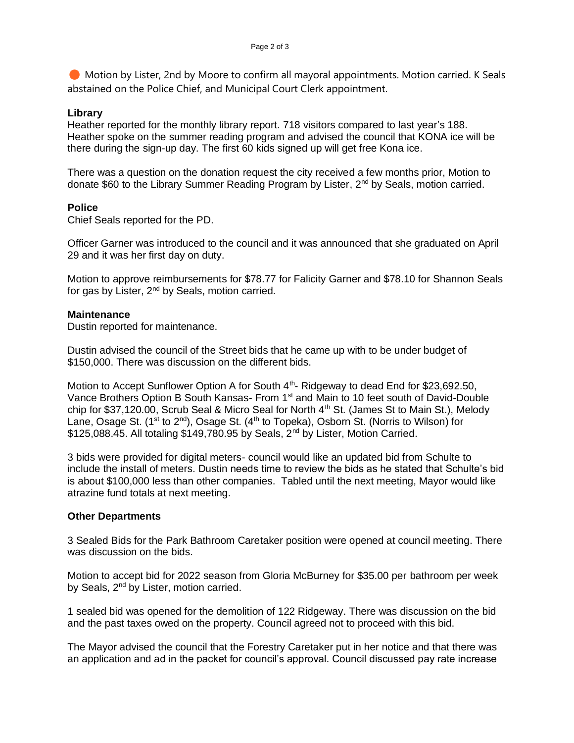Motion by Lister, 2nd by Moore to confirm all mayoral appointments. Motion carried. K Seals abstained on the Police Chief, and Municipal Court Clerk appointment.

**Library**
Heather reported for the monthly library report. 718 visitors compared to last year's 188. Heather spoke on the summer reading program and advised the council that KONA ice will be there during the sign-up day. The first 60 kids signed up will get free Kona ice.

There was a question on the donation request the city received a few months prior, Motion to donate $60 to the Library Summer Reading Program by Lister, 2nd by Seals, motion carried.

**Police**
Chief Seals reported for the PD.

Officer Garner was introduced to the council and it was announced that she graduated on April 29 and it was her first day on duty.

Motion to approve reimbursements for $78.77 for Falicity Garner and $78.10 for Shannon Seals for gas by Lister, 2nd by Seals, motion carried.

**Maintenance**
Dustin reported for maintenance.

Dustin advised the council of the Street bids that he came up with to be under budget of $150,000. There was discussion on the different bids.

Motion to Accept Sunflower Option A for South 4th- Ridgeway to dead End for $23,692.50, Vance Brothers Option B South Kansas- From 1st and Main to 10 feet south of David-Double chip for $37,120.00, Scrub Seal & Micro Seal for North 4th St. (James St to Main St.), Melody Lane, Osage St. (1st to 2nd), Osage St. (4th to Topeka), Osborn St. (Norris to Wilson) for $125,088.45. All totaling $149,780.95 by Seals, 2nd by Lister, Motion Carried.

3 bids were provided for digital meters- council would like an updated bid from Schulte to include the install of meters. Dustin needs time to review the bids as he stated that Schulte's bid is about $100,000 less than other companies. Tabled until the next meeting, Mayor would like atrazine fund totals at next meeting.

**Other Departments**

3 Sealed Bids for the Park Bathroom Caretaker position were opened at council meeting. There was discussion on the bids.

Motion to accept bid for 2022 season from Gloria McBurney for $35.00 per bathroom per week by Seals, 2nd by Lister, motion carried.

1 sealed bid was opened for the demolition of 122 Ridgeway. There was discussion on the bid and the past taxes owed on the property. Council agreed not to proceed with this bid.

The Mayor advised the council that the Forestry Caretaker put in her notice and that there was an application and ad in the packet for council's approval. Council discussed pay rate increase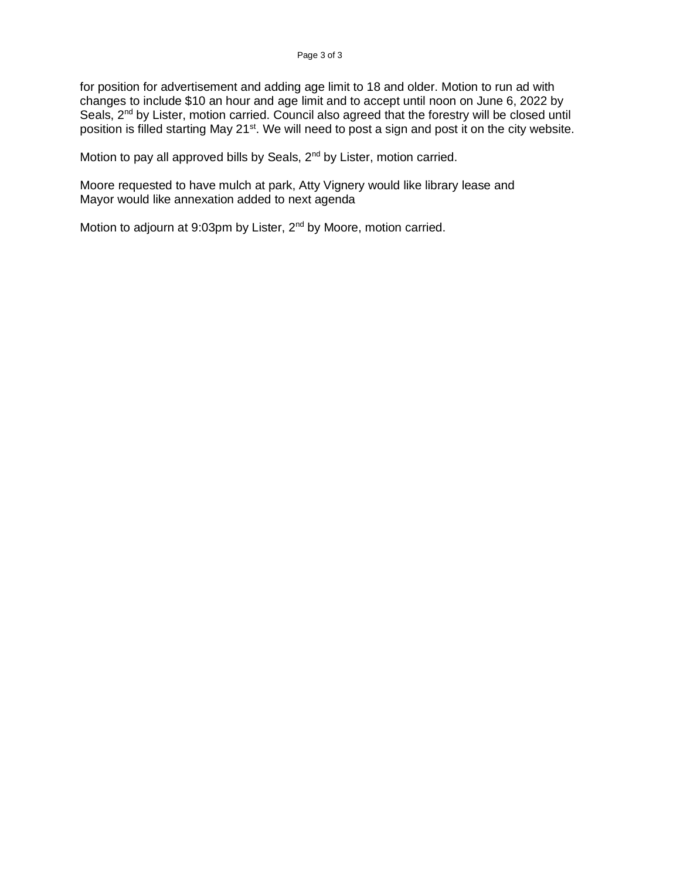for position for advertisement and adding age limit to 18 and older. Motion to run ad with changes to include $10 an hour and age limit and to accept until noon on June 6, 2022 by Seals, 2nd by Lister, motion carried. Council also agreed that the forestry will be closed until position is filled starting May 21st. We will need to post a sign and post it on the city website.

Motion to pay all approved bills by Seals, 2nd by Lister, motion carried.

Moore requested to have mulch at park, Atty Vignery would like library lease and Mayor would like annexation added to next agenda

Motion to adjourn at 9:03pm by Lister, 2nd by Moore, motion carried.